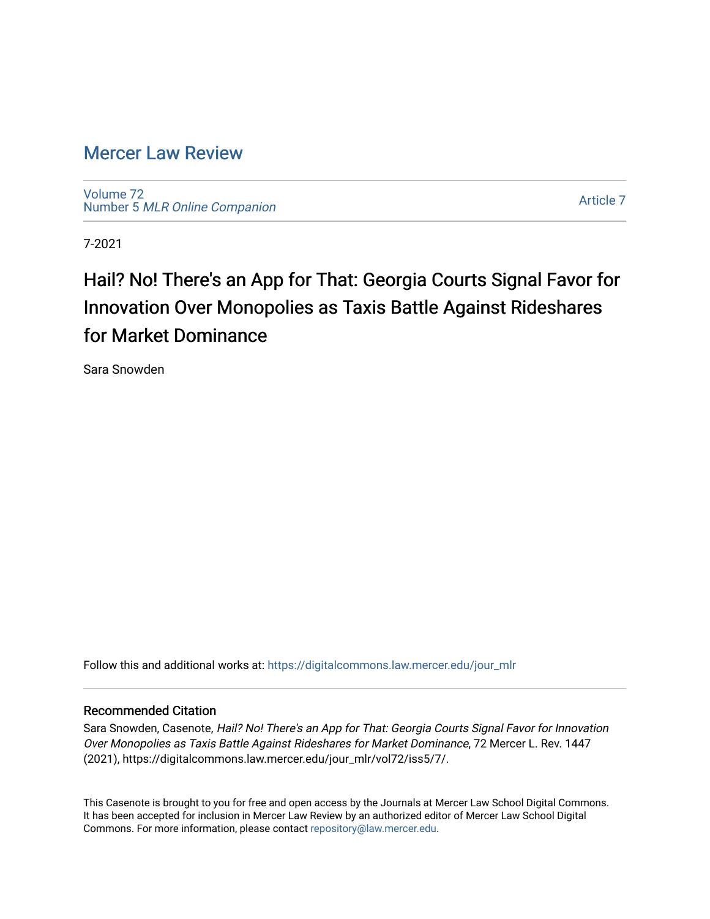# Mercer Law Review

Volume 72
Number 5 *MLR Online Companion*

Article 7

7-2021

## Hail? No! There's an App for That: Georgia Courts Signal Favor for Innovation Over Monopolies as Taxis Battle Against Rideshares for Market Dominance

Sara Snowden

Follow this and additional works at: https://digitalcommons.law.mercer.edu/jour_mlr

### Recommended Citation

Sara Snowden, Casenote, *Hail? No! There's an App for That: Georgia Courts Signal Favor for Innovation Over Monopolies as Taxis Battle Against Rideshares for Market Dominance*, 72 Mercer L. Rev. 1447 (2021), https://digitalcommons.law.mercer.edu/jour_mlr/vol72/iss5/7/.

This Casenote is brought to you for free and open access by the Journals at Mercer Law School Digital Commons. It has been accepted for inclusion in Mercer Law Review by an authorized editor of Mercer Law School Digital Commons. For more information, please contact repository@law.mercer.edu.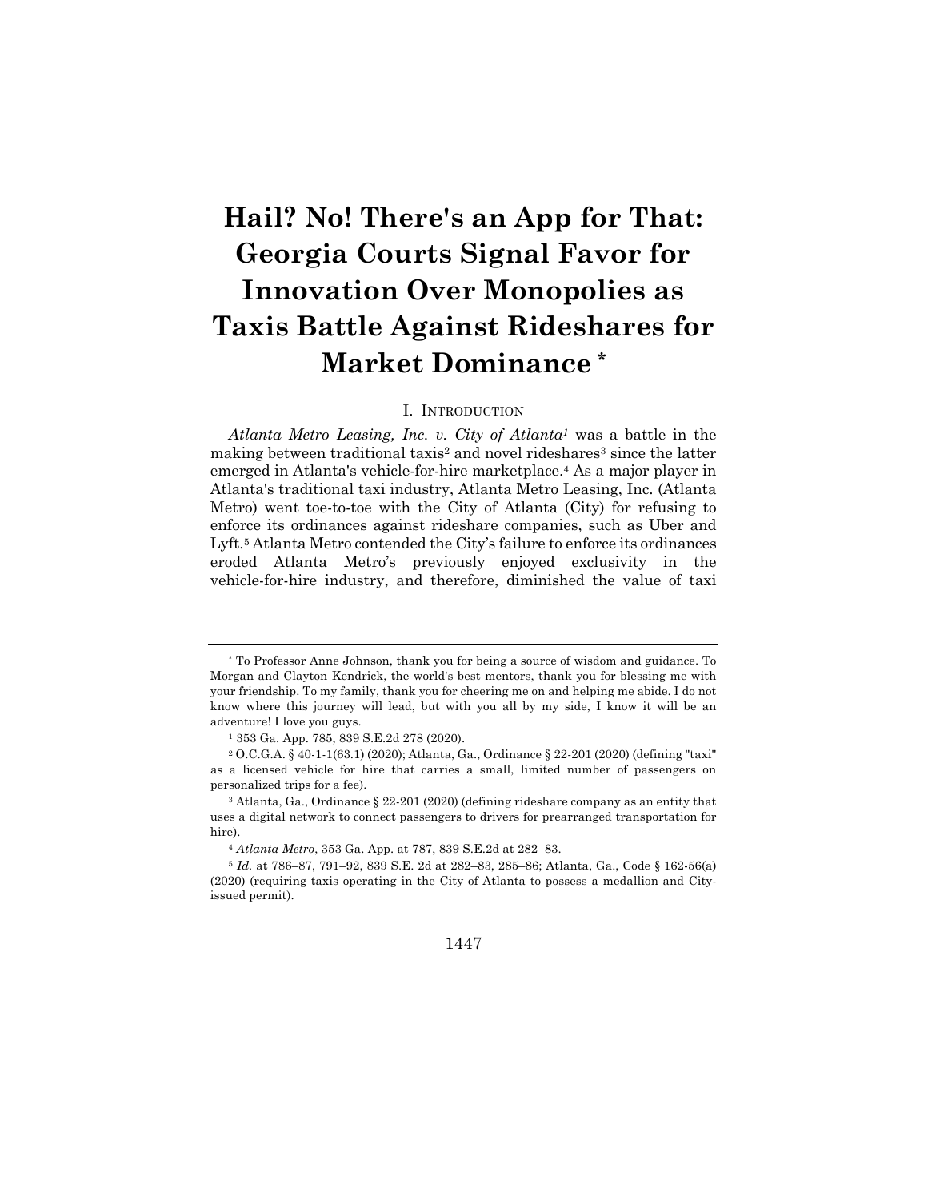# Hail? No! There's an App for That: Georgia Courts Signal Favor for Innovation Over Monopolies as Taxis Battle Against Rideshares for Market Dominance *

## I. Introduction

*Atlanta Metro Leasing, Inc. v. City of Atlanta*[1] was a battle in the making between traditional taxis[2] and novel rideshares[3] since the latter emerged in Atlanta's vehicle-for-hire marketplace.[4] As a major player in Atlanta's traditional taxi industry, Atlanta Metro Leasing, Inc. (Atlanta Metro) went toe-to-toe with the City of Atlanta (City) for refusing to enforce its ordinances against rideshare companies, such as Uber and Lyft.[5] Atlanta Metro contended the City's failure to enforce its ordinances eroded Atlanta Metro's previously enjoyed exclusivity in the vehicle-for-hire industry, and therefore, diminished the value of taxi

---

\* To Professor Anne Johnson, thank you for being a source of wisdom and guidance. To Morgan and Clayton Kendrick, the world's best mentors, thank you for blessing me with your friendship. To my family, thank you for cheering me on and helping me abide. I do not know where this journey will lead, but with you all by my side, I know it will be an adventure! I love you guys.

[1] 353 Ga. App. 785, 839 S.E.2d 278 (2020).

[2] O.C.G.A. § 40-1-1(63.1) (2020); Atlanta, Ga., Ordinance § 22-201 (2020) (defining "taxi" as a licensed vehicle for hire that carries a small, limited number of passengers on personalized trips for a fee).

[3] Atlanta, Ga., Ordinance § 22-201 (2020) (defining rideshare company as an entity that uses a digital network to connect passengers to drivers for prearranged transportation for hire).

[4] *Atlanta Metro*, 353 Ga. App. at 787, 839 S.E.2d at 282–83.

[5] *Id.* at 786–87, 791–92, 839 S.E. 2d at 282–83, 285–86; Atlanta, Ga., Code § 162-56(a) (2020) (requiring taxis operating in the City of Atlanta to possess a medallion and City-issued permit).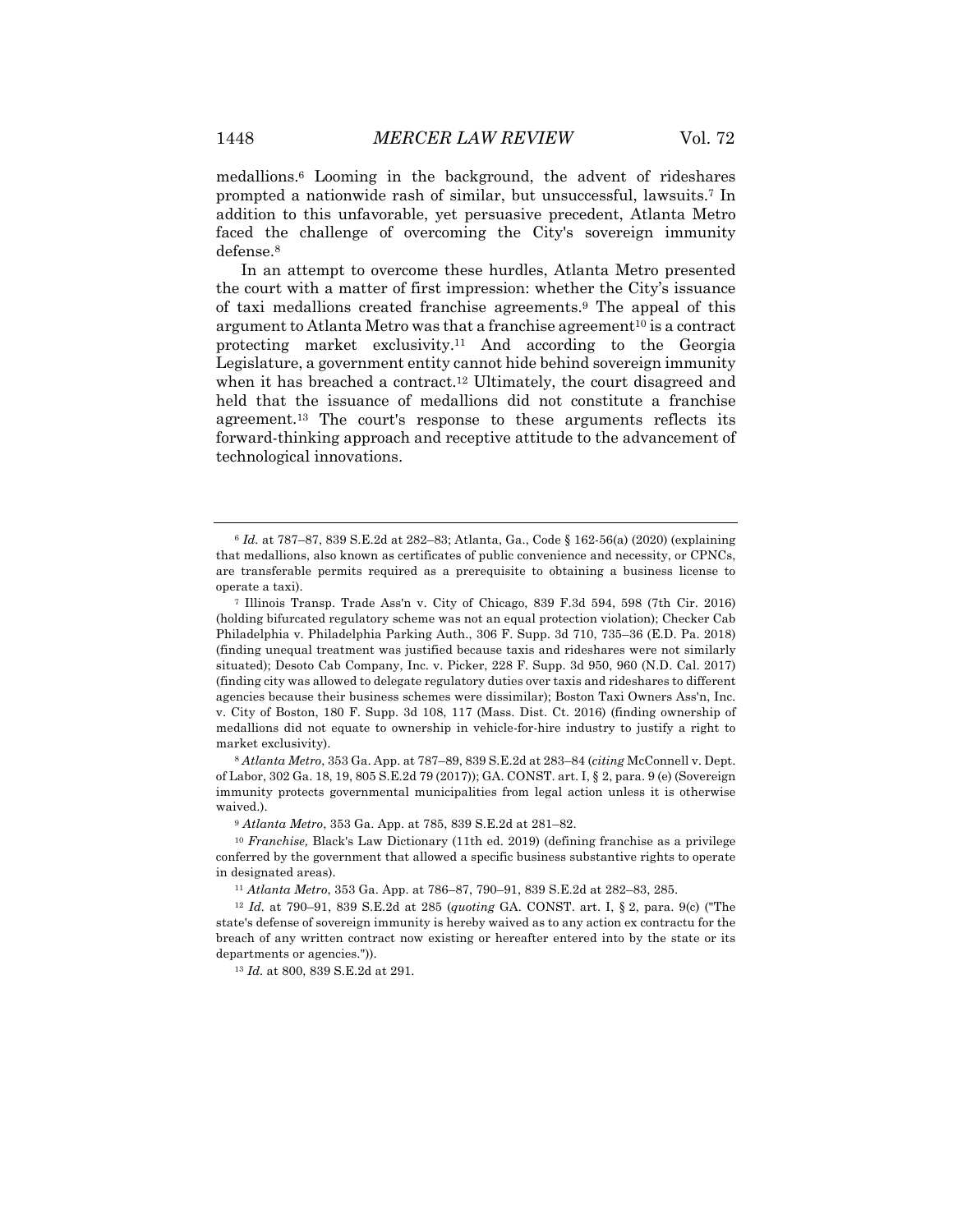medallions.[6] Looming in the background, the advent of rideshares prompted a nationwide rash of similar, but unsuccessful, lawsuits.[7] In addition to this unfavorable, yet persuasive precedent, Atlanta Metro faced the challenge of overcoming the City's sovereign immunity defense.[8]

In an attempt to overcome these hurdles, Atlanta Metro presented the court with a matter of first impression: whether the City's issuance of taxi medallions created franchise agreements.[9] The appeal of this argument to Atlanta Metro was that a franchise agreement[10] is a contract protecting market exclusivity.[11] And according to the Georgia Legislature, a government entity cannot hide behind sovereign immunity when it has breached a contract.[12] Ultimately, the court disagreed and held that the issuance of medallions did not constitute a franchise agreement.[13] The court's response to these arguments reflects its forward-thinking approach and receptive attitude to the advancement of technological innovations.

---

[6] *Id.* at 787–87, 839 S.E.2d at 282–83; Atlanta, Ga., Code § 162-56(a) (2020) (explaining that medallions, also known as certificates of public convenience and necessity, or CPNCs, are transferable permits required as a prerequisite to obtaining a business license to operate a taxi).

[7] Illinois Transp. Trade Ass'n v. City of Chicago, 839 F.3d 594, 598 (7th Cir. 2016) (holding bifurcated regulatory scheme was not an equal protection violation); Checker Cab Philadelphia v. Philadelphia Parking Auth., 306 F. Supp. 3d 710, 735–36 (E.D. Pa. 2018) (finding unequal treatment was justified because taxis and rideshares were not similarly situated); Desoto Cab Company, Inc. v. Picker, 228 F. Supp. 3d 950, 960 (N.D. Cal. 2017) (finding city was allowed to delegate regulatory duties over taxis and rideshares to different agencies because their business schemes were dissimilar); Boston Taxi Owners Ass'n, Inc. v. City of Boston, 180 F. Supp. 3d 108, 117 (Mass. Dist. Ct. 2016) (finding ownership of medallions did not equate to ownership in vehicle-for-hire industry to justify a right to market exclusivity).

[8] *Atlanta Metro*, 353 Ga. App. at 787–89, 839 S.E.2d at 283–84 (*citing* McConnell v. Dept. of Labor, 302 Ga. 18, 19, 805 S.E.2d 79 (2017)); GA. CONST. art. I, § 2, para. 9 (e) (Sovereign immunity protects governmental municipalities from legal action unless it is otherwise waived.).

[9] *Atlanta Metro*, 353 Ga. App. at 785, 839 S.E.2d at 281–82.

[10] *Franchise,* Black's Law Dictionary (11th ed. 2019) (defining franchise as a privilege conferred by the government that allowed a specific business substantive rights to operate in designated areas).

[11] *Atlanta Metro*, 353 Ga. App. at 786–87, 790–91, 839 S.E.2d at 282–83, 285.

[12] *Id.* at 790–91, 839 S.E.2d at 285 (*quoting* GA. CONST. art. I, § 2, para. 9(c) ("The state's defense of sovereign immunity is hereby waived as to any action ex contractu for the breach of any written contract now existing or hereafter entered into by the state or its departments or agencies.")).

[13] *Id.* at 800, 839 S.E.2d at 291.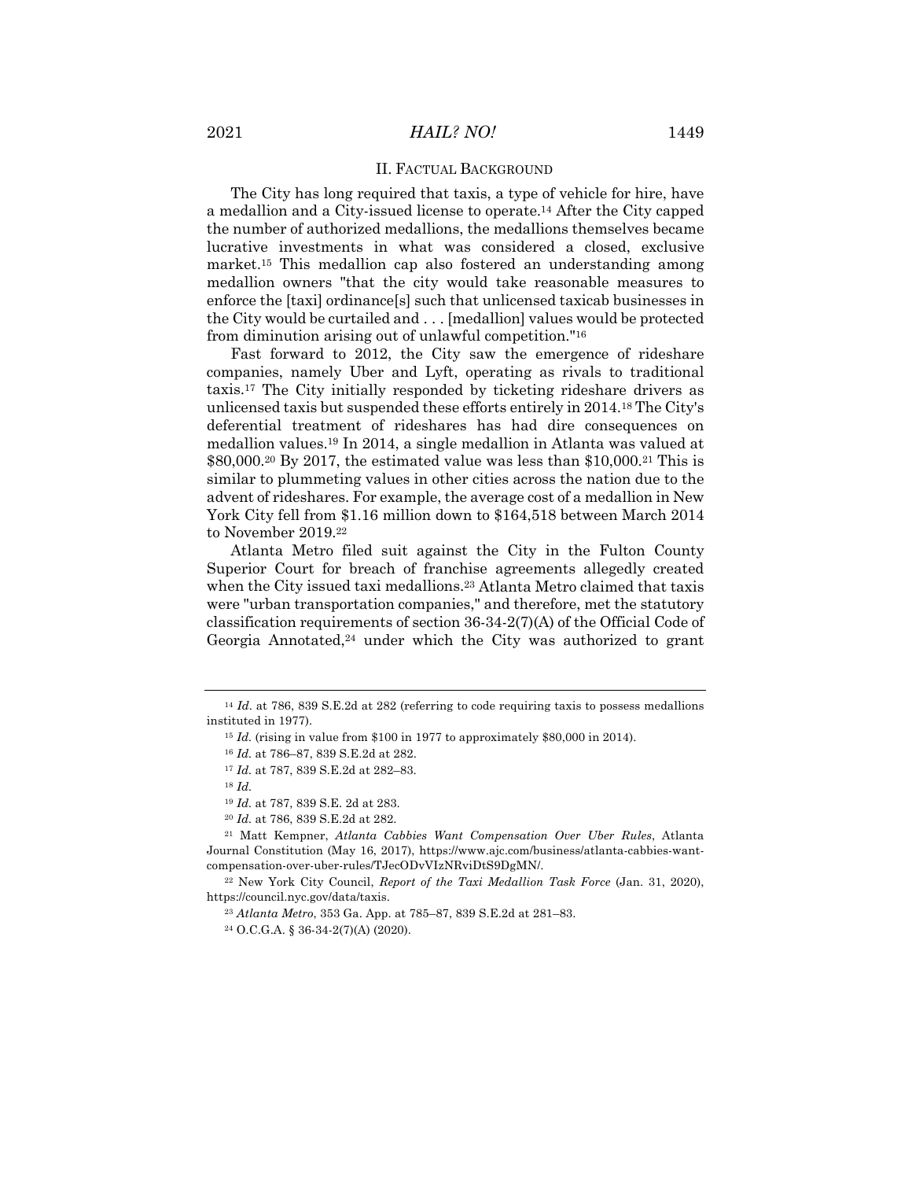## II. FACTUAL BACKGROUND

The City has long required that taxis, a type of vehicle for hire, have a medallion and a City-issued license to operate.[14] After the City capped the number of authorized medallions, the medallions themselves became lucrative investments in what was considered a closed, exclusive market.[15] This medallion cap also fostered an understanding among medallion owners "that the city would take reasonable measures to enforce the [taxi] ordinance[s] such that unlicensed taxicab businesses in the City would be curtailed and . . . [medallion] values would be protected from diminution arising out of unlawful competition."[16]

Fast forward to 2012, the City saw the emergence of rideshare companies, namely Uber and Lyft, operating as rivals to traditional taxis.[17] The City initially responded by ticketing rideshare drivers as unlicensed taxis but suspended these efforts entirely in 2014.[18] The City's deferential treatment of rideshares has had dire consequences on medallion values.[19] In 2014, a single medallion in Atlanta was valued at \$80,000.[20] By 2017, the estimated value was less than \$10,000.[21] This is similar to plummeting values in other cities across the nation due to the advent of rideshares. For example, the average cost of a medallion in New York City fell from \$1.16 million down to \$164,518 between March 2014 to November 2019.[22]

Atlanta Metro filed suit against the City in the Fulton County Superior Court for breach of franchise agreements allegedly created when the City issued taxi medallions.[23] Atlanta Metro claimed that taxis were "urban transportation companies," and therefore, met the statutory classification requirements of section 36-34-2(7)(A) of the Official Code of Georgia Annotated,[24] under which the City was authorized to grant

---

[14] *Id.* at 786, 839 S.E.2d at 282 (referring to code requiring taxis to possess medallions instituted in 1977).

[15] *Id.* (rising in value from \$100 in 1977 to approximately \$80,000 in 2014).

[16] *Id.* at 786–87, 839 S.E.2d at 282.

[17] *Id.* at 787, 839 S.E.2d at 282–83.

[18] *Id.*

[19] *Id.* at 787, 839 S.E. 2d at 283.

[20] *Id.* at 786, 839 S.E.2d at 282.

[21] Matt Kempner, *Atlanta Cabbies Want Compensation Over Uber Rules*, Atlanta Journal Constitution (May 16, 2017), https://www.ajc.com/business/atlanta-cabbies-want-compensation-over-uber-rules/TJecODvVIzNRviDtS9DgMN/.

[22] New York City Council, *Report of the Taxi Medallion Task Force* (Jan. 31, 2020), https://council.nyc.gov/data/taxis.

[23] *Atlanta Metro*, 353 Ga. App. at 785–87, 839 S.E.2d at 281–83.

[24] O.C.G.A. § 36-34-2(7)(A) (2020).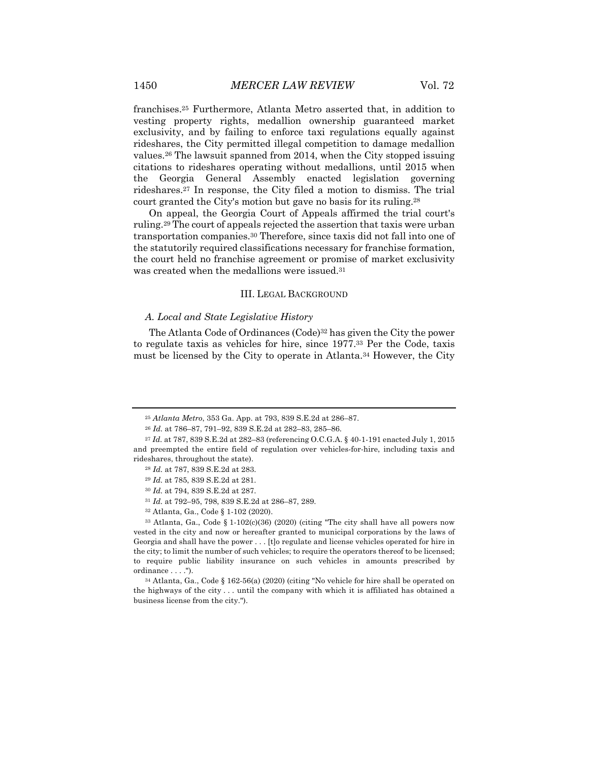franchises.[25] Furthermore, Atlanta Metro asserted that, in addition to vesting property rights, medallion ownership guaranteed market exclusivity, and by failing to enforce taxi regulations equally against rideshares, the City permitted illegal competition to damage medallion values.[26] The lawsuit spanned from 2014, when the City stopped issuing citations to rideshares operating without medallions, until 2015 when the Georgia General Assembly enacted legislation governing rideshares.[27] In response, the City filed a motion to dismiss. The trial court granted the City's motion but gave no basis for its ruling.[28]

On appeal, the Georgia Court of Appeals affirmed the trial court's ruling.[29] The court of appeals rejected the assertion that taxis were urban transportation companies.[30] Therefore, since taxis did not fall into one of the statutorily required classifications necessary for franchise formation, the court held no franchise agreement or promise of market exclusivity was created when the medallions were issued.[31]

## III. Legal Background

### *A. Local and State Legislative History*

The Atlanta Code of Ordinances (Code)[32] has given the City the power to regulate taxis as vehicles for hire, since 1977.[33] Per the Code, taxis must be licensed by the City to operate in Atlanta.[34] However, the City

---

[25] *Atlanta Metro*, 353 Ga. App. at 793, 839 S.E.2d at 286–87.

[26] *Id.* at 786–87, 791–92, 839 S.E.2d at 282–83, 285–86.

[27] *Id.* at 787, 839 S.E.2d at 282–83 (referencing O.C.G.A. § 40-1-191 enacted July 1, 2015 and preempted the entire field of regulation over vehicles-for-hire, including taxis and rideshares, throughout the state).

[28] *Id.* at 787, 839 S.E.2d at 283.

[29] *Id.* at 785, 839 S.E.2d at 281.

[30] *Id.* at 794, 839 S.E.2d at 287.

[31] *Id.* at 792–95, 798, 839 S.E.2d at 286–87, 289.

[32] Atlanta, Ga., Code § 1-102 (2020).

[33] Atlanta, Ga., Code § 1-102(c)(36) (2020) (citing "The city shall have all powers now vested in the city and now or hereafter granted to municipal corporations by the laws of Georgia and shall have the power . . . [t]o regulate and license vehicles operated for hire in the city; to limit the number of such vehicles; to require the operators thereof to be licensed; to require public liability insurance on such vehicles in amounts prescribed by ordinance . . . .").

[34] Atlanta, Ga., Code § 162-56(a) (2020) (citing "No vehicle for hire shall be operated on the highways of the city . . . until the company with which it is affiliated has obtained a business license from the city.").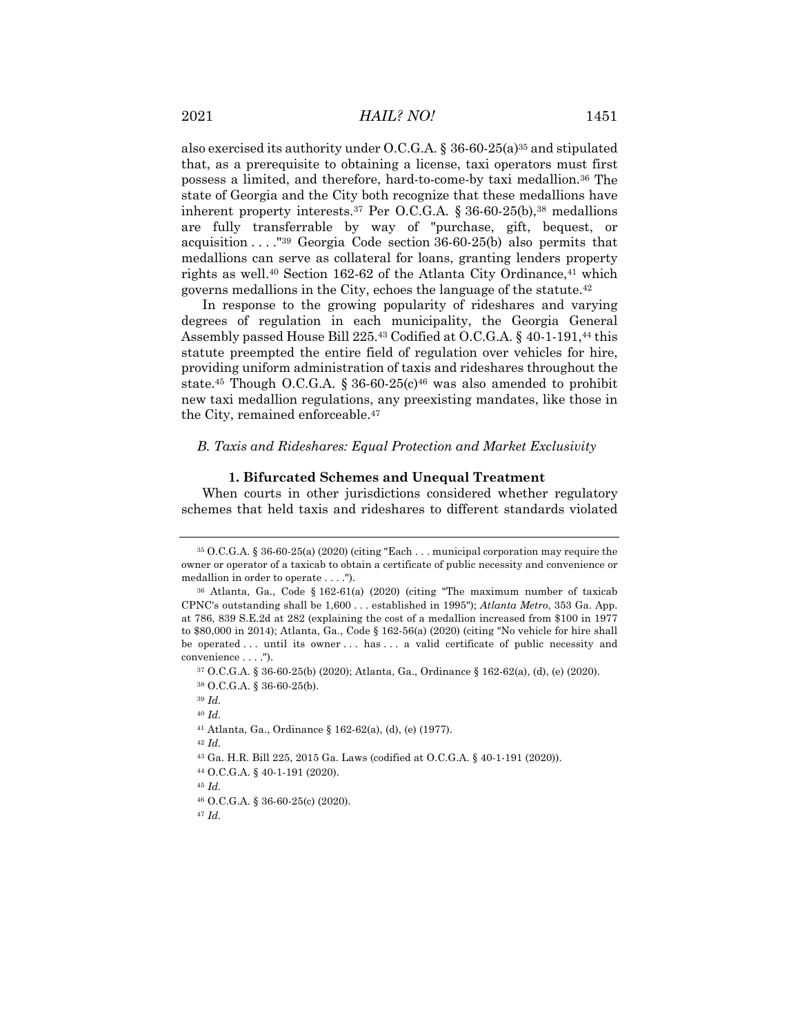also exercised its authority under O.C.G.A. § 36-60-25(a)[35] and stipulated that, as a prerequisite to obtaining a license, taxi operators must first possess a limited, and therefore, hard-to-come-by taxi medallion.[36] The state of Georgia and the City both recognize that these medallions have inherent property interests.[37] Per O.C.G.A. § 36-60-25(b),[38] medallions are fully transferrable by way of "purchase, gift, bequest, or acquisition . . . ."[39] Georgia Code section 36-60-25(b) also permits that medallions can serve as collateral for loans, granting lenders property rights as well.[40] Section 162-62 of the Atlanta City Ordinance,[41] which governs medallions in the City, echoes the language of the statute.[42]

In response to the growing popularity of rideshares and varying degrees of regulation in each municipality, the Georgia General Assembly passed House Bill 225.[43] Codified at O.C.G.A. § 40-1-191,[44] this statute preempted the entire field of regulation over vehicles for hire, providing uniform administration of taxis and rideshares throughout the state.[45] Though O.C.G.A. § 36-60-25(c)[46] was also amended to prohibit new taxi medallion regulations, any preexisting mandates, like those in the City, remained enforceable.[47]

### *B. Taxis and Rideshares: Equal Protection and Market Exclusivity*

#### **1. Bifurcated Schemes and Unequal Treatment**

When courts in other jurisdictions considered whether regulatory schemes that held taxis and rideshares to different standards violated

---

[35] O.C.G.A. § 36-60-25(a) (2020) (citing "Each . . . municipal corporation may require the owner or operator of a taxicab to obtain a certificate of public necessity and convenience or medallion in order to operate . . . .").

[36] Atlanta, Ga., Code § 162-61(a) (2020) (citing "The maximum number of taxicab CPNC's outstanding shall be 1,600 . . . established in 1995"); *Atlanta Metro*, 353 Ga. App. at 786, 839 S.E.2d at 282 (explaining the cost of a medallion increased from $100 in 1977 to $80,000 in 2014); Atlanta, Ga., Code § 162-56(a) (2020) (citing "No vehicle for hire shall be operated . . . until its owner . . . has . . . a valid certificate of public necessity and convenience . . . .").

[37] O.C.G.A. § 36-60-25(b) (2020); Atlanta, Ga., Ordinance § 162-62(a), (d), (e) (2020).

[38] O.C.G.A. § 36-60-25(b).

[39] *Id.*

[40] *Id.*

[41] Atlanta, Ga., Ordinance § 162-62(a), (d), (e) (1977).

[42] *Id.*

[43] Ga. H.R. Bill 225, 2015 Ga. Laws (codified at O.C.G.A. § 40-1-191 (2020)).

[44] O.C.G.A. § 40-1-191 (2020).

[45] *Id.*

[46] O.C.G.A. § 36-60-25(c) (2020).

[47] *Id.*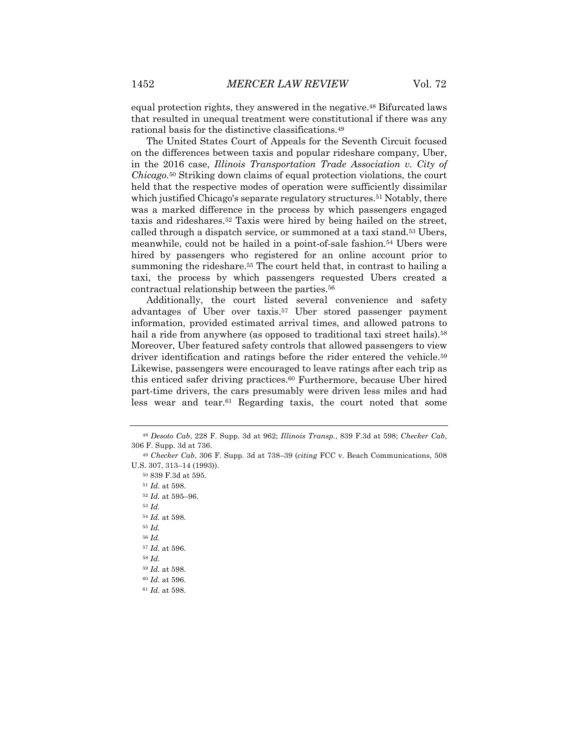equal protection rights, they answered in the negative.[48] Bifurcated laws that resulted in unequal treatment were constitutional if there was any rational basis for the distinctive classifications.[49]

The United States Court of Appeals for the Seventh Circuit focused on the differences between taxis and popular rideshare company, Uber, in the 2016 case, *Illinois Transportation Trade Association v. City of Chicago*.[50] Striking down claims of equal protection violations, the court held that the respective modes of operation were sufficiently dissimilar which justified Chicago's separate regulatory structures.[51] Notably, there was a marked difference in the process by which passengers engaged taxis and rideshares.[52] Taxis were hired by being hailed on the street, called through a dispatch service, or summoned at a taxi stand.[53] Ubers, meanwhile, could not be hailed in a point-of-sale fashion.[54] Ubers were hired by passengers who registered for an online account prior to summoning the rideshare.[55] The court held that, in contrast to hailing a taxi, the process by which passengers requested Ubers created a contractual relationship between the parties.[56]

Additionally, the court listed several convenience and safety advantages of Uber over taxis.[57] Uber stored passenger payment information, provided estimated arrival times, and allowed patrons to hail a ride from anywhere (as opposed to traditional taxi street hails).[58] Moreover, Uber featured safety controls that allowed passengers to view driver identification and ratings before the rider entered the vehicle.[59] Likewise, passengers were encouraged to leave ratings after each trip as this enticed safer driving practices.[60] Furthermore, because Uber hired part-time drivers, the cars presumably were driven less miles and had less wear and tear.[61] Regarding taxis, the court noted that some

---

[48] *Desoto Cab*, 228 F. Supp. 3d at 962; *Illinois Transp.*, 839 F.3d at 598; *Checker Cab*, 306 F. Supp. 3d at 736.

[49] *Checker Cab*, 306 F. Supp. 3d at 738–39 (*citing* FCC v. Beach Communications, 508 U.S. 307, 313–14 (1993)).

[50] 839 F.3d at 595.

[51] *Id.* at 598.

[52] *Id.* at 595–96.

[53] *Id.*

[54] *Id.* at 598.

[55] *Id.*

[56] *Id.*

[57] *Id.* at 596.

[58] *Id.*

[59] *Id.* at 598.

[60] *Id.* at 596.

[61] *Id.* at 598.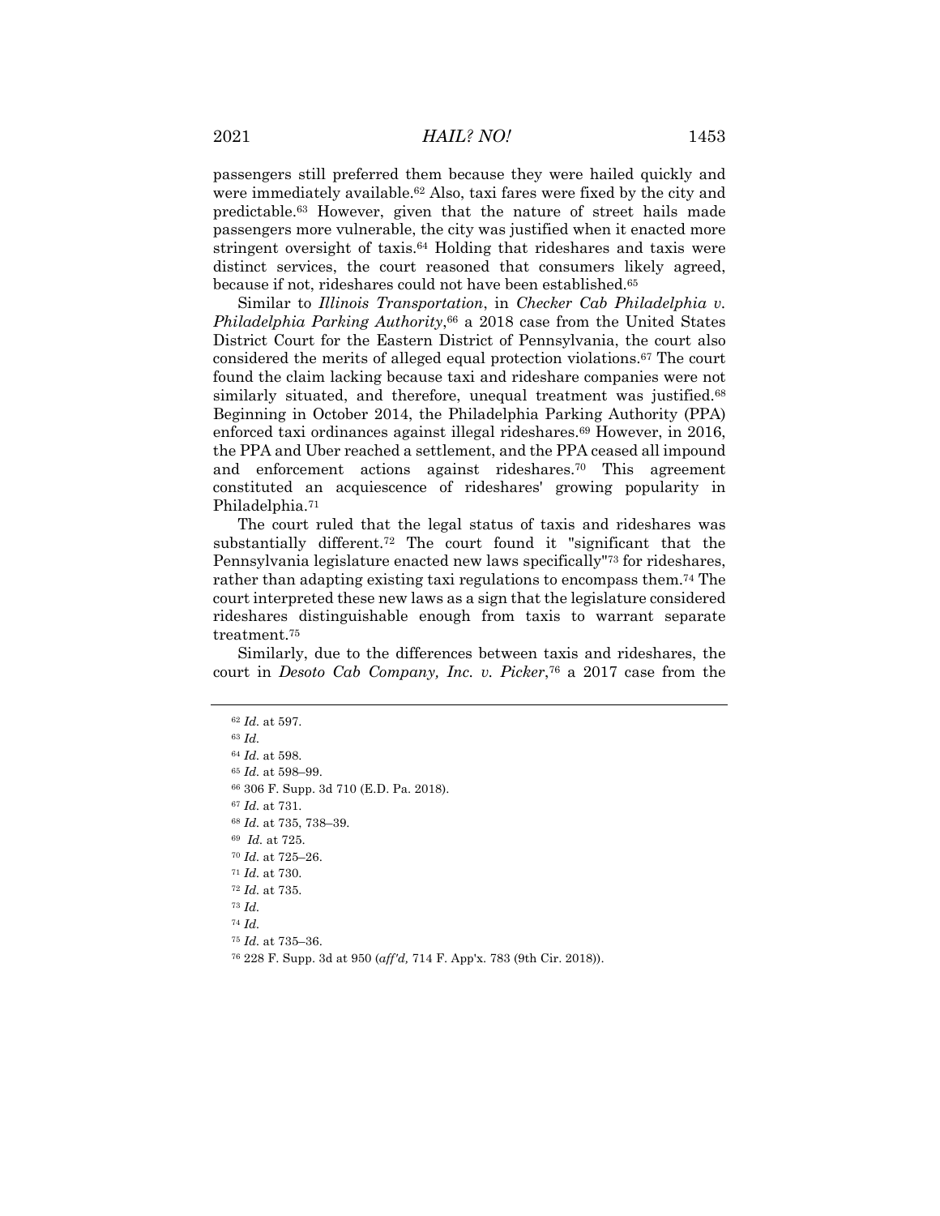passengers still preferred them because they were hailed quickly and were immediately available.[62] Also, taxi fares were fixed by the city and predictable.[63] However, given that the nature of street hails made passengers more vulnerable, the city was justified when it enacted more stringent oversight of taxis.[64] Holding that rideshares and taxis were distinct services, the court reasoned that consumers likely agreed, because if not, rideshares could not have been established.[65]

Similar to *Illinois Transportation*, in *Checker Cab Philadelphia v. Philadelphia Parking Authority*,[66] a 2018 case from the United States District Court for the Eastern District of Pennsylvania, the court also considered the merits of alleged equal protection violations.[67] The court found the claim lacking because taxi and rideshare companies were not similarly situated, and therefore, unequal treatment was justified.[68] Beginning in October 2014, the Philadelphia Parking Authority (PPA) enforced taxi ordinances against illegal rideshares.[69] However, in 2016, the PPA and Uber reached a settlement, and the PPA ceased all impound and enforcement actions against rideshares.[70] This agreement constituted an acquiescence of rideshares' growing popularity in Philadelphia.[71]

The court ruled that the legal status of taxis and rideshares was substantially different.[72] The court found it "significant that the Pennsylvania legislature enacted new laws specifically"[73] for rideshares, rather than adapting existing taxi regulations to encompass them.[74] The court interpreted these new laws as a sign that the legislature considered rideshares distinguishable enough from taxis to warrant separate treatment.[75]

Similarly, due to the differences between taxis and rideshares, the court in *Desoto Cab Company, Inc. v. Picker*,[76] a 2017 case from the

---

[62] *Id.* at 597.

[63] *Id.*

[64] *Id.* at 598.

[65] *Id.* at 598–99.

[66] 306 F. Supp. 3d 710 (E.D. Pa. 2018).

[67] *Id.* at 731.

[68] *Id.* at 735, 738–39.

[69] *Id.* at 725.

[70] *Id.* at 725–26.

[71] *Id.* at 730.

[72] *Id.* at 735.

[73] *Id.*

[74] *Id.*

[75] *Id.* at 735–36.

[76] 228 F. Supp. 3d at 950 (*aff'd,* 714 F. App'x. 783 (9th Cir. 2018)).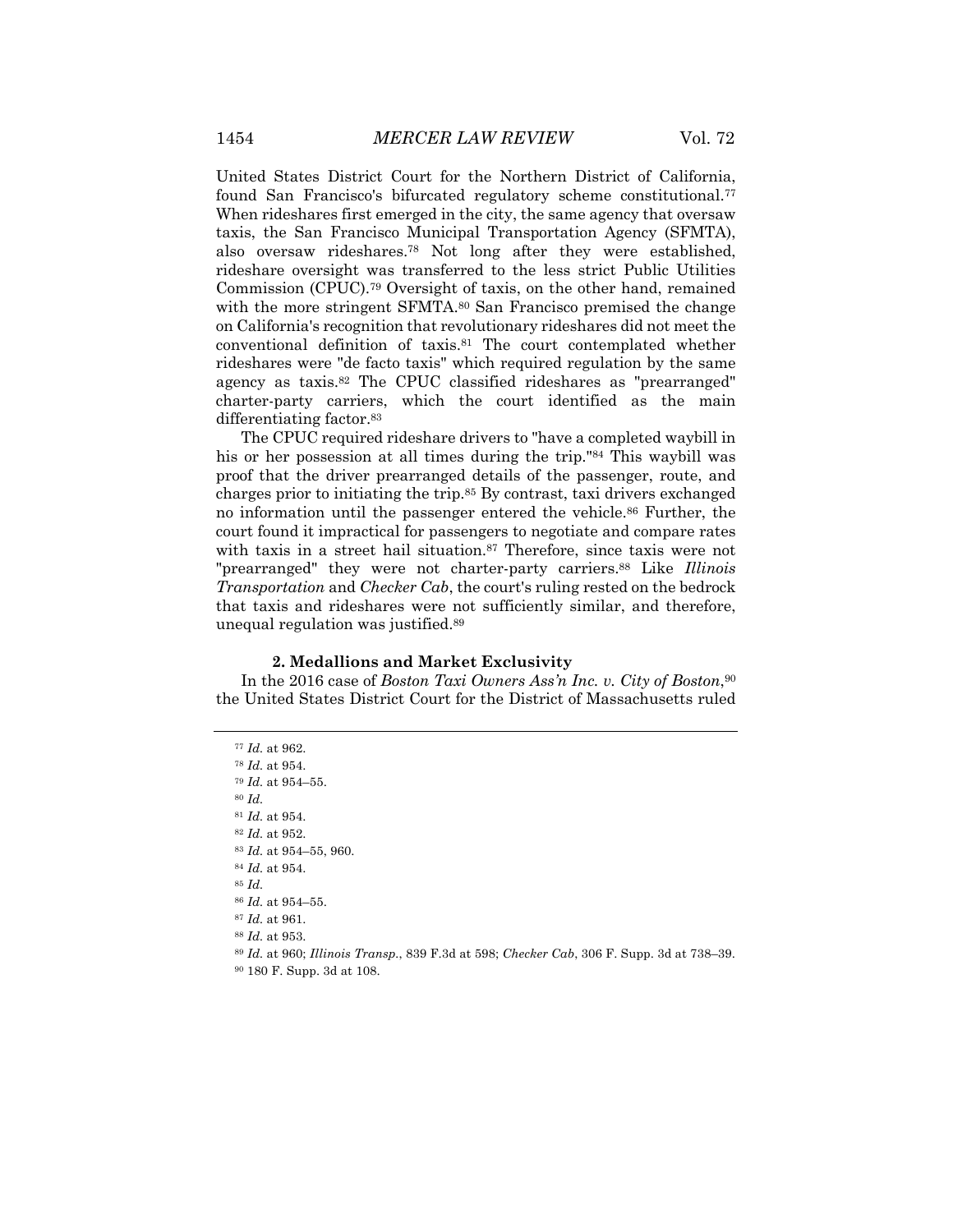United States District Court for the Northern District of California, found San Francisco's bifurcated regulatory scheme constitutional.[77] When rideshares first emerged in the city, the same agency that oversaw taxis, the San Francisco Municipal Transportation Agency (SFMTA), also oversaw rideshares.[78] Not long after they were established, rideshare oversight was transferred to the less strict Public Utilities Commission (CPUC).[79] Oversight of taxis, on the other hand, remained with the more stringent SFMTA.[80] San Francisco premised the change on California's recognition that revolutionary rideshares did not meet the conventional definition of taxis.[81] The court contemplated whether rideshares were "de facto taxis" which required regulation by the same agency as taxis.[82] The CPUC classified rideshares as "prearranged" charter-party carriers, which the court identified as the main differentiating factor.[83]

The CPUC required rideshare drivers to "have a completed waybill in his or her possession at all times during the trip."[84] This waybill was proof that the driver prearranged details of the passenger, route, and charges prior to initiating the trip.[85] By contrast, taxi drivers exchanged no information until the passenger entered the vehicle.[86] Further, the court found it impractical for passengers to negotiate and compare rates with taxis in a street hail situation.[87] Therefore, since taxis were not "prearranged" they were not charter-party carriers.[88] Like *Illinois Transportation* and *Checker Cab*, the court's ruling rested on the bedrock that taxis and rideshares were not sufficiently similar, and therefore, unequal regulation was justified.[89]

### 2. Medallions and Market Exclusivity

In the 2016 case of *Boston Taxi Owners Ass'n Inc. v. City of Boston*,[90] the United States District Court for the District of Massachusetts ruled

---

[77] *Id.* at 962.
[78] *Id.* at 954.
[79] *Id.* at 954–55.
[80] *Id.*
[81] *Id.* at 954.
[82] *Id.* at 952.
[83] *Id.* at 954–55, 960.
[84] *Id.* at 954.
[85] *Id.*
[86] *Id.* at 954–55.
[87] *Id.* at 961.
[88] *Id.* at 953.
[89] *Id.* at 960; *Illinois Transp.*, 839 F.3d at 598; *Checker Cab*, 306 F. Supp. 3d at 738–39.
[90] 180 F. Supp. 3d at 108.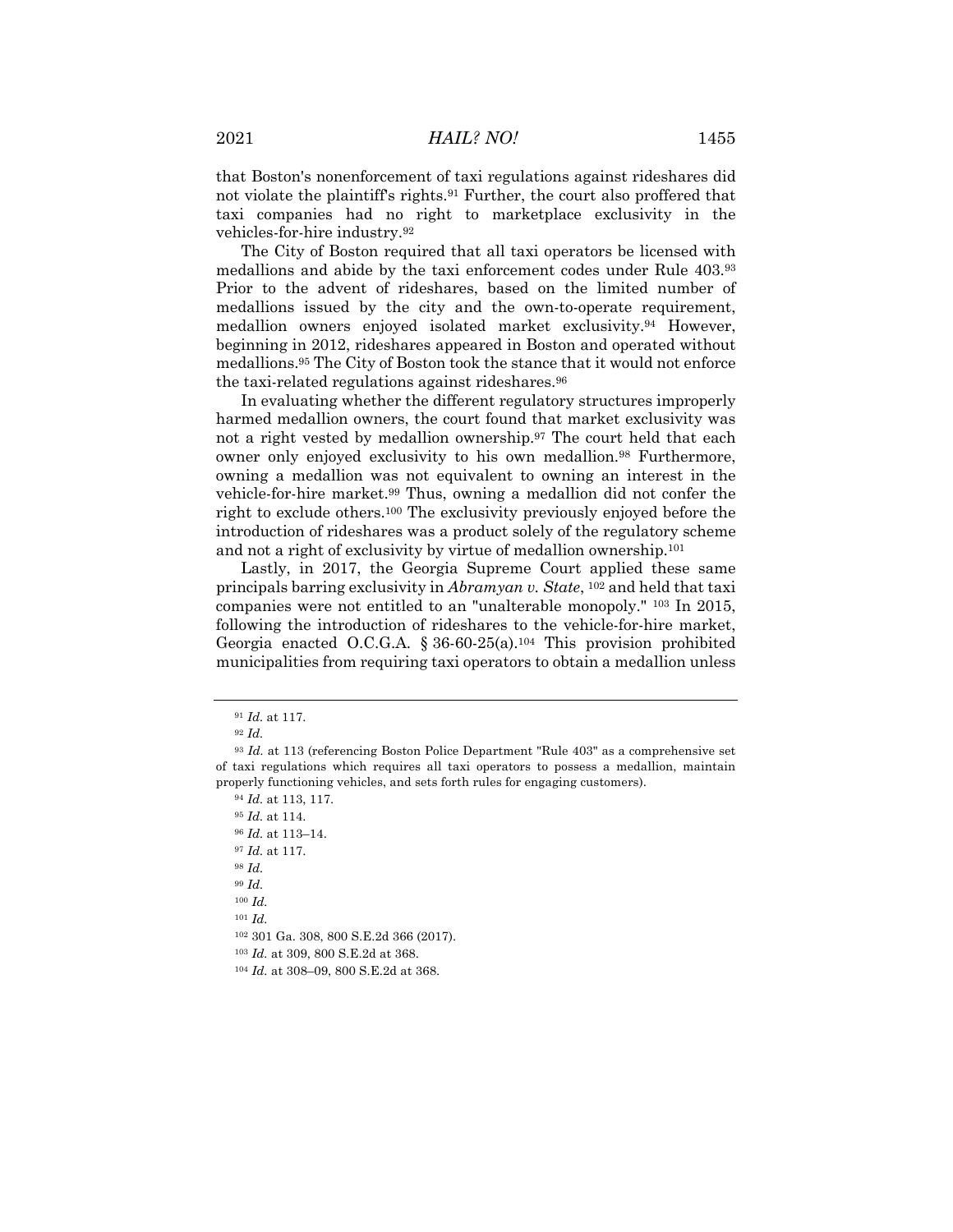that Boston's nonenforcement of taxi regulations against rideshares did not violate the plaintiff's rights.[91] Further, the court also proffered that taxi companies had no right to marketplace exclusivity in the vehicles-for-hire industry.[92]

The City of Boston required that all taxi operators be licensed with medallions and abide by the taxi enforcement codes under Rule 403.[93] Prior to the advent of rideshares, based on the limited number of medallions issued by the city and the own-to-operate requirement, medallion owners enjoyed isolated market exclusivity.[94] However, beginning in 2012, rideshares appeared in Boston and operated without medallions.[95] The City of Boston took the stance that it would not enforce the taxi-related regulations against rideshares.[96]

In evaluating whether the different regulatory structures improperly harmed medallion owners, the court found that market exclusivity was not a right vested by medallion ownership.[97] The court held that each owner only enjoyed exclusivity to his own medallion.[98] Furthermore, owning a medallion was not equivalent to owning an interest in the vehicle-for-hire market.[99] Thus, owning a medallion did not confer the right to exclude others.[100] The exclusivity previously enjoyed before the introduction of rideshares was a product solely of the regulatory scheme and not a right of exclusivity by virtue of medallion ownership.[101]

Lastly, in 2017, the Georgia Supreme Court applied these same principals barring exclusivity in *Abramyan v. State*, [102] and held that taxi companies were not entitled to an "unalterable monopoly." [103] In 2015, following the introduction of rideshares to the vehicle-for-hire market, Georgia enacted O.C.G.A. § 36-60-25(a).[104] This provision prohibited municipalities from requiring taxi operators to obtain a medallion unless

---

[91] *Id.* at 117.

[92] *Id.*

[93] *Id.* at 113 (referencing Boston Police Department "Rule 403" as a comprehensive set of taxi regulations which requires all taxi operators to possess a medallion, maintain properly functioning vehicles, and sets forth rules for engaging customers).

[94] *Id.* at 113, 117.

[95] *Id.* at 114.

[96] *Id.* at 113–14.

[97] *Id.* at 117.

[98] *Id.*

[99] *Id.*

[100] *Id.*

[101] *Id.*

[102] 301 Ga. 308, 800 S.E.2d 366 (2017).

[103] *Id.* at 309, 800 S.E.2d at 368.

[104] *Id.* at 308–09, 800 S.E.2d at 368.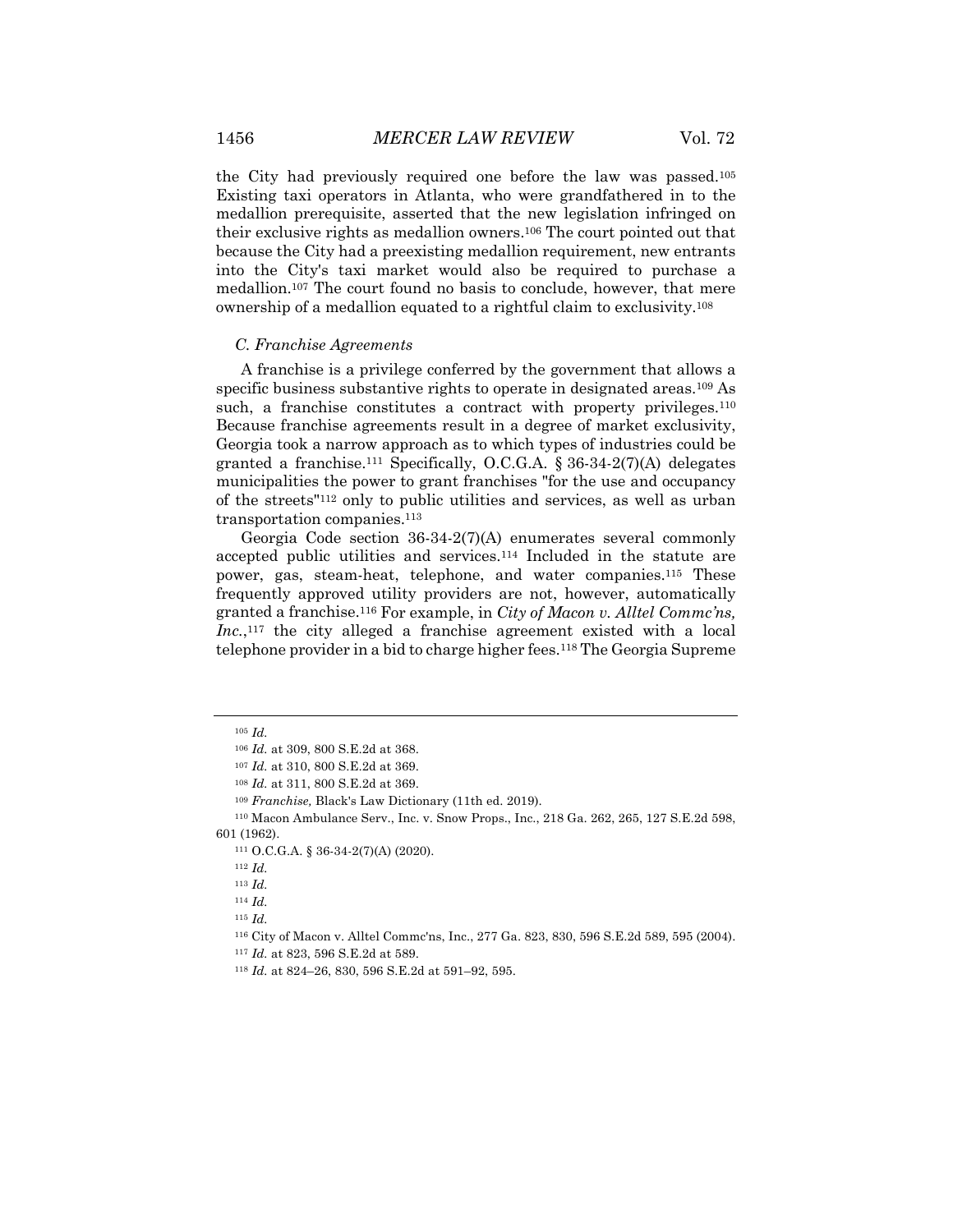the City had previously required one before the law was passed.[105] Existing taxi operators in Atlanta, who were grandfathered in to the medallion prerequisite, asserted that the new legislation infringed on their exclusive rights as medallion owners.[106] The court pointed out that because the City had a preexisting medallion requirement, new entrants into the City's taxi market would also be required to purchase a medallion.[107] The court found no basis to conclude, however, that mere ownership of a medallion equated to a rightful claim to exclusivity.[108]

### *C. Franchise Agreements*

A franchise is a privilege conferred by the government that allows a specific business substantive rights to operate in designated areas.[109] As such, a franchise constitutes a contract with property privileges.[110] Because franchise agreements result in a degree of market exclusivity, Georgia took a narrow approach as to which types of industries could be granted a franchise.[111] Specifically, O.C.G.A. § 36-34-2(7)(A) delegates municipalities the power to grant franchises "for the use and occupancy of the streets"[112] only to public utilities and services, as well as urban transportation companies.[113]

Georgia Code section 36-34-2(7)(A) enumerates several commonly accepted public utilities and services.[114] Included in the statute are power, gas, steam-heat, telephone, and water companies.[115] These frequently approved utility providers are not, however, automatically granted a franchise.[116] For example, in *City of Macon v. Alltel Commc'ns, Inc.*,[117] the city alleged a franchise agreement existed with a local telephone provider in a bid to charge higher fees.[118] The Georgia Supreme

---

[105] *Id.*

[106] *Id.* at 309, 800 S.E.2d at 368.

[107] *Id.* at 310, 800 S.E.2d at 369.

[108] *Id.* at 311, 800 S.E.2d at 369.

[109] *Franchise,* Black's Law Dictionary (11th ed. 2019).

[110] Macon Ambulance Serv., Inc. v. Snow Props., Inc., 218 Ga. 262, 265, 127 S.E.2d 598, 601 (1962).

[111] O.C.G.A. § 36-34-2(7)(A) (2020).

[112] *Id.*

[113] *Id.*

[114] *Id.*

[115] *Id.*

[116] City of Macon v. Alltel Commc'ns, Inc., 277 Ga. 823, 830, 596 S.E.2d 589, 595 (2004).

[117] *Id.* at 823, 596 S.E.2d at 589.

[118] *Id.* at 824–26, 830, 596 S.E.2d at 591–92, 595.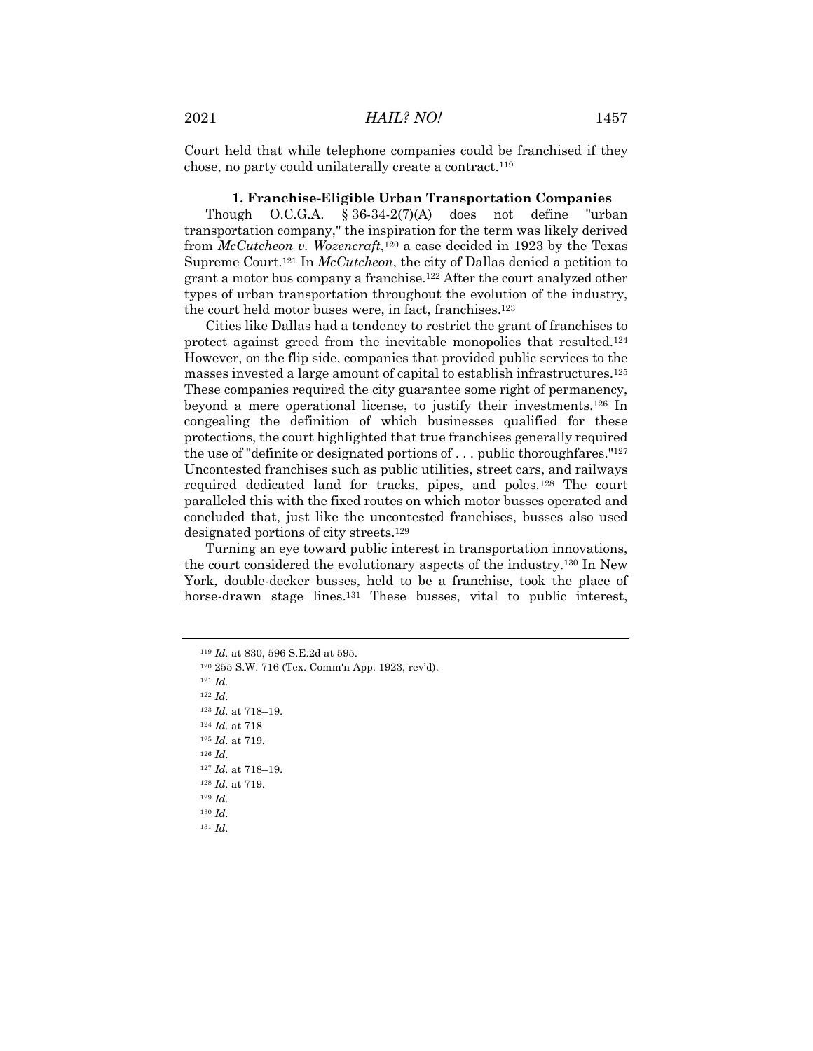Court held that while telephone companies could be franchised if they chose, no party could unilaterally create a contract.[119]

### 1. Franchise-Eligible Urban Transportation Companies

Though O.C.G.A. § 36-34-2(7)(A) does not define "urban transportation company," the inspiration for the term was likely derived from *McCutcheon v. Wozencraft*,[120] a case decided in 1923 by the Texas Supreme Court.[121] In *McCutcheon*, the city of Dallas denied a petition to grant a motor bus company a franchise.[122] After the court analyzed other types of urban transportation throughout the evolution of the industry, the court held motor buses were, in fact, franchises.[123]

Cities like Dallas had a tendency to restrict the grant of franchises to protect against greed from the inevitable monopolies that resulted.[124] However, on the flip side, companies that provided public services to the masses invested a large amount of capital to establish infrastructures.[125] These companies required the city guarantee some right of permanency, beyond a mere operational license, to justify their investments.[126] In congealing the definition of which businesses qualified for these protections, the court highlighted that true franchises generally required the use of "definite or designated portions of . . . public thoroughfares."[127] Uncontested franchises such as public utilities, street cars, and railways required dedicated land for tracks, pipes, and poles.[128] The court paralleled this with the fixed routes on which motor busses operated and concluded that, just like the uncontested franchises, busses also used designated portions of city streets.[129]

Turning an eye toward public interest in transportation innovations, the court considered the evolutionary aspects of the industry.[130] In New York, double-decker busses, held to be a franchise, took the place of horse-drawn stage lines.[131] These busses, vital to public interest,

---

[119] *Id.* at 830, 596 S.E.2d at 595.
[120] 255 S.W. 716 (Tex. Comm'n App. 1923, rev'd).
[121] *Id.*
[122] *Id.*
[123] *Id.* at 718–19.
[124] *Id.* at 718
[125] *Id.* at 719.
[126] *Id.*
[127] *Id.* at 718–19.
[128] *Id.* at 719.
[129] *Id.*
[130] *Id.*
[131] *Id.*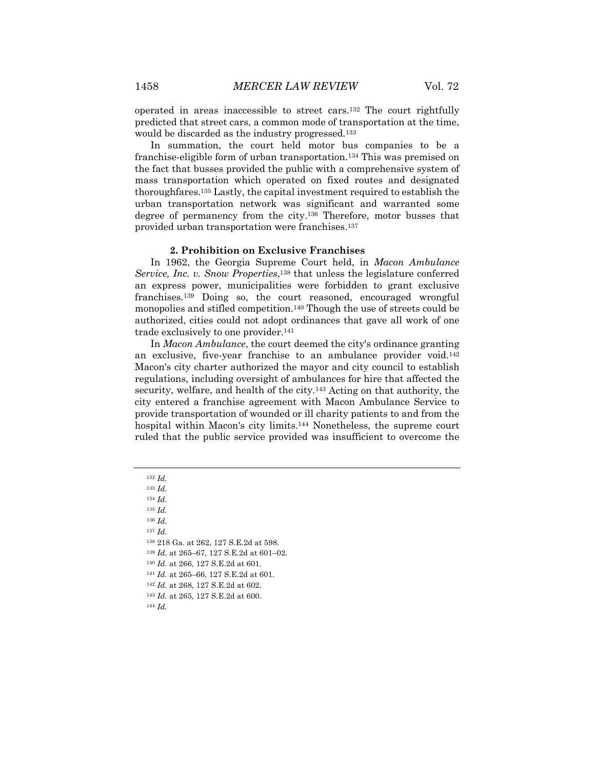operated in areas inaccessible to street cars.[132] The court rightfully predicted that street cars, a common mode of transportation at the time, would be discarded as the industry progressed.[133]

In summation, the court held motor bus companies to be a franchise-eligible form of urban transportation.[134] This was premised on the fact that busses provided the public with a comprehensive system of mass transportation which operated on fixed routes and designated thoroughfares.[135] Lastly, the capital investment required to establish the urban transportation network was significant and warranted some degree of permanency from the city.[136] Therefore, motor busses that provided urban transportation were franchises.[137]

#### 2. Prohibition on Exclusive Franchises

In 1962, the Georgia Supreme Court held, in *Macon Ambulance Service, Inc. v. Snow Properties*,[138] that unless the legislature conferred an express power, municipalities were forbidden to grant exclusive franchises.[139] Doing so, the court reasoned, encouraged wrongful monopolies and stifled competition.[140] Though the use of streets could be authorized, cities could not adopt ordinances that gave all work of one trade exclusively to one provider.[141]

In *Macon Ambulance*, the court deemed the city's ordinance granting an exclusive, five-year franchise to an ambulance provider void.[142] Macon's city charter authorized the mayor and city council to establish regulations, including oversight of ambulances for hire that affected the security, welfare, and health of the city.[143] Acting on that authority, the city entered a franchise agreement with Macon Ambulance Service to provide transportation of wounded or ill charity patients to and from the hospital within Macon's city limits.[144] Nonetheless, the supreme court ruled that the public service provided was insufficient to overcome the

---

[132] *Id.*

[133] *Id.*

[134] *Id.*

[135] *Id.*

[136] *Id.*

[137] *Id.*

[138] 218 Ga. at 262, 127 S.E.2d at 598.

[139] *Id.* at 265–67, 127 S.E.2d at 601–02.

[140] *Id.* at 266, 127 S.E.2d at 601.

[141] *Id.* at 265–66, 127 S.E.2d at 601.

[142] *Id.* at 268, 127 S.E.2d at 602.

[143] *Id.* at 265, 127 S.E.2d at 600.

[144] *Id.*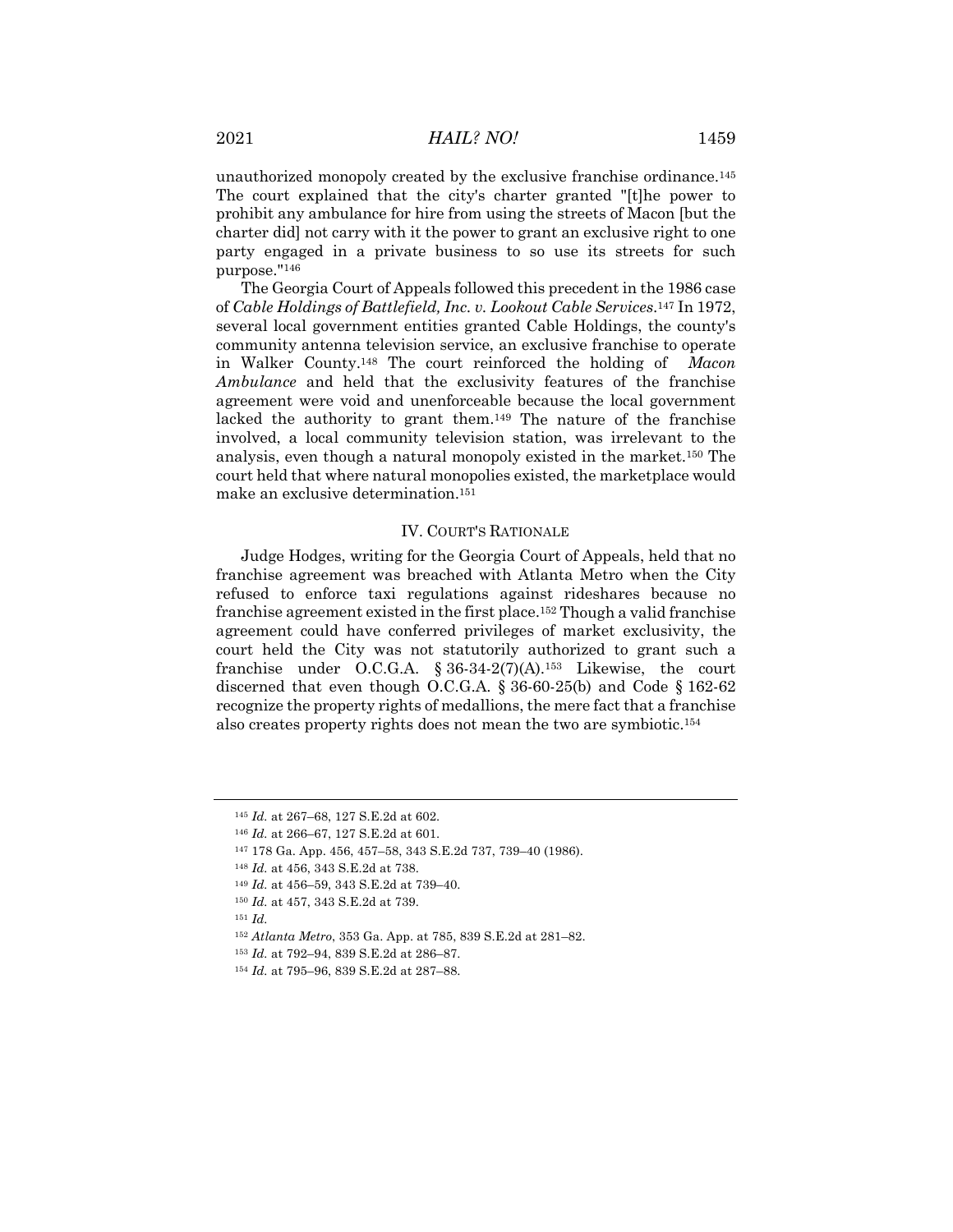unauthorized monopoly created by the exclusive franchise ordinance.[145] The court explained that the city's charter granted "[t]he power to prohibit any ambulance for hire from using the streets of Macon [but the charter did] not carry with it the power to grant an exclusive right to one party engaged in a private business to so use its streets for such purpose."[146]

The Georgia Court of Appeals followed this precedent in the 1986 case of *Cable Holdings of Battlefield, Inc. v. Lookout Cable Services*.[147] In 1972, several local government entities granted Cable Holdings, the county's community antenna television service, an exclusive franchise to operate in Walker County.[148] The court reinforced the holding of *Macon Ambulance* and held that the exclusivity features of the franchise agreement were void and unenforceable because the local government lacked the authority to grant them.[149] The nature of the franchise involved, a local community television station, was irrelevant to the analysis, even though a natural monopoly existed in the market.[150] The court held that where natural monopolies existed, the marketplace would make an exclusive determination.[151]

## IV. COURT'S RATIONALE

Judge Hodges, writing for the Georgia Court of Appeals, held that no franchise agreement was breached with Atlanta Metro when the City refused to enforce taxi regulations against rideshares because no franchise agreement existed in the first place.[152] Though a valid franchise agreement could have conferred privileges of market exclusivity, the court held the City was not statutorily authorized to grant such a franchise under O.C.G.A. § 36-34-2(7)(A).[153] Likewise, the court discerned that even though O.C.G.A. § 36-60-25(b) and Code § 162-62 recognize the property rights of medallions, the mere fact that a franchise also creates property rights does not mean the two are symbiotic.[154]

---

[145] *Id.* at 267–68, 127 S.E.2d at 602.

[146] *Id.* at 266–67, 127 S.E.2d at 601.

[147] 178 Ga. App. 456, 457–58, 343 S.E.2d 737, 739–40 (1986).

[148] *Id.* at 456, 343 S.E.2d at 738.

[149] *Id.* at 456–59, 343 S.E.2d at 739–40.

[150] *Id.* at 457, 343 S.E.2d at 739.

[151] *Id.*

[152] *Atlanta Metro*, 353 Ga. App. at 785, 839 S.E.2d at 281–82.

[153] *Id.* at 792–94, 839 S.E.2d at 286–87.

[154] *Id.* at 795–96, 839 S.E.2d at 287–88.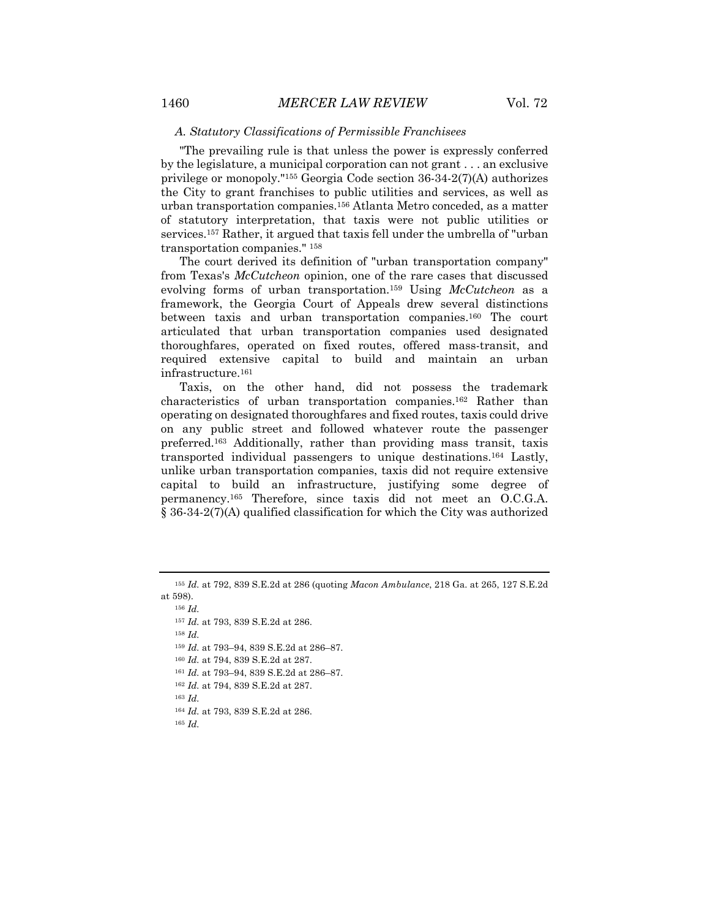### *A. Statutory Classifications of Permissible Franchisees*

"The prevailing rule is that unless the power is expressly conferred by the legislature, a municipal corporation can not grant . . . an exclusive privilege or monopoly."[155] Georgia Code section 36-34-2(7)(A) authorizes the City to grant franchises to public utilities and services, as well as urban transportation companies.[156] Atlanta Metro conceded, as a matter of statutory interpretation, that taxis were not public utilities or services.[157] Rather, it argued that taxis fell under the umbrella of "urban transportation companies." [158]

The court derived its definition of "urban transportation company" from Texas's *McCutcheon* opinion, one of the rare cases that discussed evolving forms of urban transportation.[159] Using *McCutcheon* as a framework, the Georgia Court of Appeals drew several distinctions between taxis and urban transportation companies.[160] The court articulated that urban transportation companies used designated thoroughfares, operated on fixed routes, offered mass-transit, and required extensive capital to build and maintain an urban infrastructure.[161]

Taxis, on the other hand, did not possess the trademark characteristics of urban transportation companies.[162] Rather than operating on designated thoroughfares and fixed routes, taxis could drive on any public street and followed whatever route the passenger preferred.[163] Additionally, rather than providing mass transit, taxis transported individual passengers to unique destinations.[164] Lastly, unlike urban transportation companies, taxis did not require extensive capital to build an infrastructure, justifying some degree of permanency.[165] Therefore, since taxis did not meet an O.C.G.A. § 36-34-2(7)(A) qualified classification for which the City was authorized

---

[155] *Id.* at 792, 839 S.E.2d at 286 (quoting *Macon Ambulance*, 218 Ga. at 265, 127 S.E.2d at 598).

[156] *Id.*

[157] *Id.* at 793, 839 S.E.2d at 286.

[158] *Id.*

[159] *Id.* at 793–94, 839 S.E.2d at 286–87.

[160] *Id.* at 794, 839 S.E.2d at 287.

[161] *Id.* at 793–94, 839 S.E.2d at 286–87.

[162] *Id.* at 794, 839 S.E.2d at 287.

[163] *Id.*

[164] *Id.* at 793, 839 S.E.2d at 286.

[165] *Id.*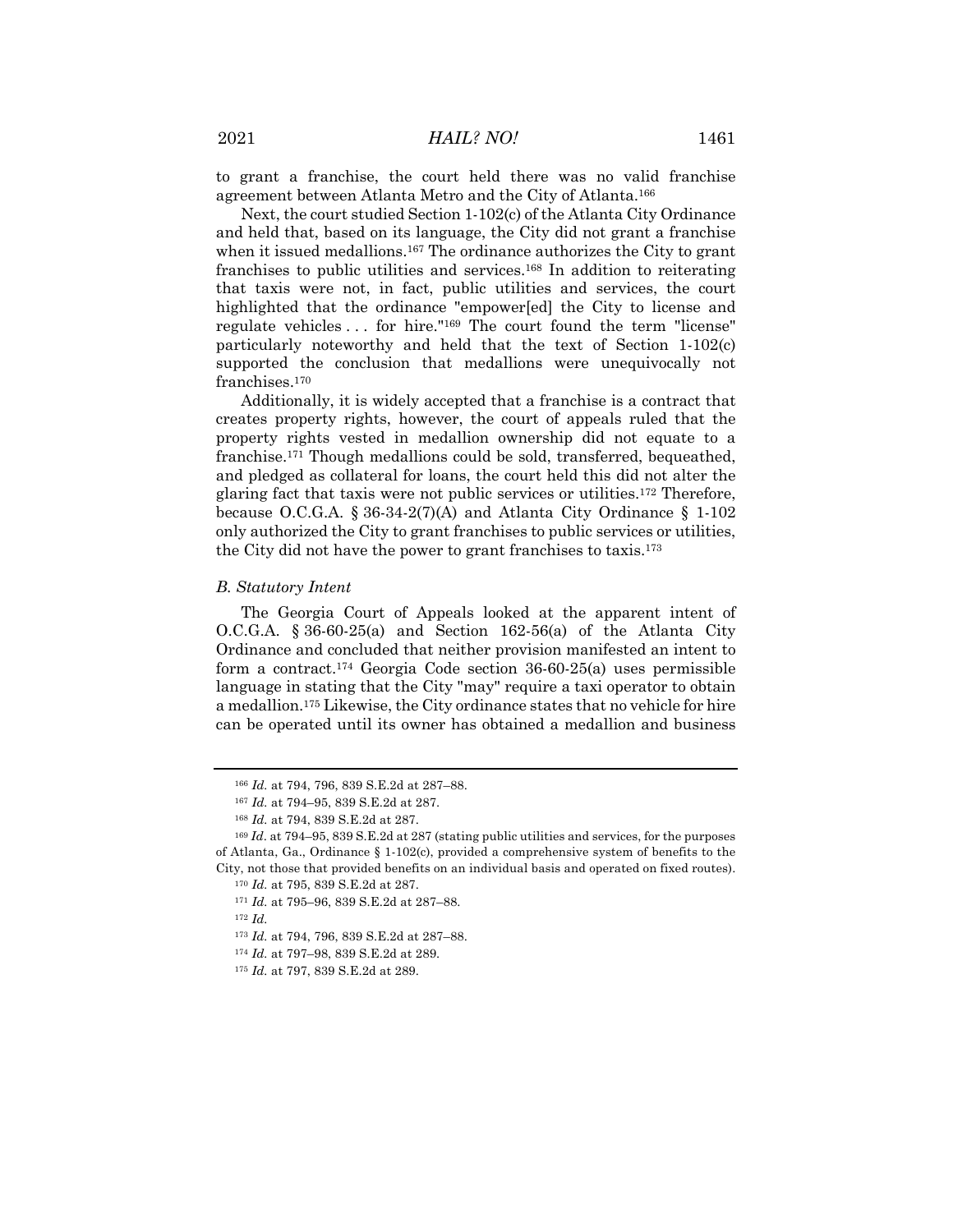to grant a franchise, the court held there was no valid franchise agreement between Atlanta Metro and the City of Atlanta.[166]

Next, the court studied Section 1-102(c) of the Atlanta City Ordinance and held that, based on its language, the City did not grant a franchise when it issued medallions.[167] The ordinance authorizes the City to grant franchises to public utilities and services.[168] In addition to reiterating that taxis were not, in fact, public utilities and services, the court highlighted that the ordinance "empower[ed] the City to license and regulate vehicles . . . for hire."[169] The court found the term "license" particularly noteworthy and held that the text of Section 1-102(c) supported the conclusion that medallions were unequivocally not franchises.[170]

Additionally, it is widely accepted that a franchise is a contract that creates property rights, however, the court of appeals ruled that the property rights vested in medallion ownership did not equate to a franchise.[171] Though medallions could be sold, transferred, bequeathed, and pledged as collateral for loans, the court held this did not alter the glaring fact that taxis were not public services or utilities.[172] Therefore, because O.C.G.A. § 36-34-2(7)(A) and Atlanta City Ordinance § 1-102 only authorized the City to grant franchises to public services or utilities, the City did not have the power to grant franchises to taxis.[173]

### *B. Statutory Intent*

The Georgia Court of Appeals looked at the apparent intent of O.C.G.A. § 36-60-25(a) and Section 162-56(a) of the Atlanta City Ordinance and concluded that neither provision manifested an intent to form a contract.[174] Georgia Code section 36-60-25(a) uses permissible language in stating that the City "may" require a taxi operator to obtain a medallion.[175] Likewise, the City ordinance states that no vehicle for hire can be operated until its owner has obtained a medallion and business

---

[166] *Id.* at 794, 796, 839 S.E.2d at 287–88.

[167] *Id.* at 794–95, 839 S.E.2d at 287.

[168] *Id.* at 794, 839 S.E.2d at 287.

[169] *Id*. at 794–95, 839 S.E.2d at 287 (stating public utilities and services, for the purposes of Atlanta, Ga., Ordinance § 1-102(c), provided a comprehensive system of benefits to the City, not those that provided benefits on an individual basis and operated on fixed routes).

[170] *Id.* at 795, 839 S.E.2d at 287.

[171] *Id.* at 795–96, 839 S.E.2d at 287–88.

[172] *Id.*

[173] *Id.* at 794, 796, 839 S.E.2d at 287–88.

[174] *Id.* at 797–98, 839 S.E.2d at 289.

[175] *Id.* at 797, 839 S.E.2d at 289.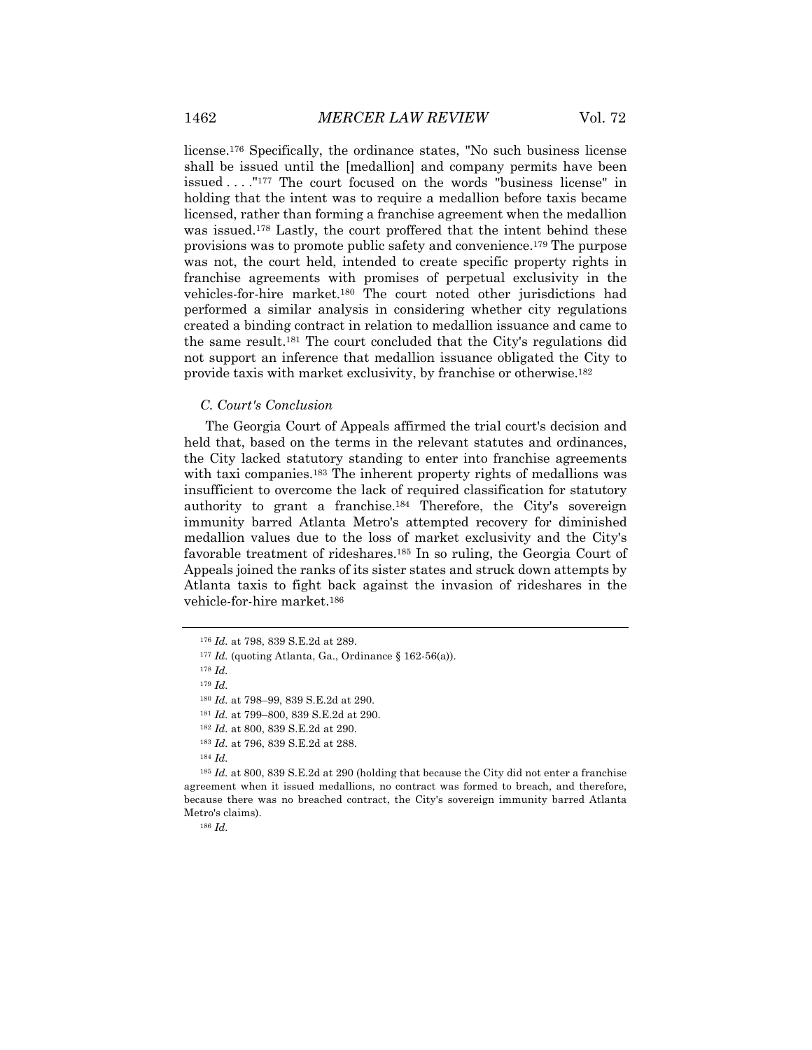license.[176] Specifically, the ordinance states, "No such business license shall be issued until the [medallion] and company permits have been issued . . . ."[177] The court focused on the words "business license" in holding that the intent was to require a medallion before taxis became licensed, rather than forming a franchise agreement when the medallion was issued.[178] Lastly, the court proffered that the intent behind these provisions was to promote public safety and convenience.[179] The purpose was not, the court held, intended to create specific property rights in franchise agreements with promises of perpetual exclusivity in the vehicles-for-hire market.[180] The court noted other jurisdictions had performed a similar analysis in considering whether city regulations created a binding contract in relation to medallion issuance and came to the same result.[181] The court concluded that the City's regulations did not support an inference that medallion issuance obligated the City to provide taxis with market exclusivity, by franchise or otherwise.[182]

### *C. Court's Conclusion*

The Georgia Court of Appeals affirmed the trial court's decision and held that, based on the terms in the relevant statutes and ordinances, the City lacked statutory standing to enter into franchise agreements with taxi companies.[183] The inherent property rights of medallions was insufficient to overcome the lack of required classification for statutory authority to grant a franchise.[184] Therefore, the City's sovereign immunity barred Atlanta Metro's attempted recovery for diminished medallion values due to the loss of market exclusivity and the City's favorable treatment of rideshares.[185] In so ruling, the Georgia Court of Appeals joined the ranks of its sister states and struck down attempts by Atlanta taxis to fight back against the invasion of rideshares in the vehicle-for-hire market.[186]

---

[176] *Id.* at 798, 839 S.E.2d at 289.

[177] *Id.* (quoting Atlanta, Ga., Ordinance § 162-56(a)).

[178] *Id.*

[179] *Id.*

[180] *Id.* at 798–99, 839 S.E.2d at 290.

[181] *Id.* at 799–800, 839 S.E.2d at 290.

[182] *Id.* at 800, 839 S.E.2d at 290.

[183] *Id.* at 796, 839 S.E.2d at 288.

[184] *Id.*

[185] *Id.* at 800, 839 S.E.2d at 290 (holding that because the City did not enter a franchise agreement when it issued medallions, no contract was formed to breach, and therefore, because there was no breached contract, the City's sovereign immunity barred Atlanta Metro's claims).

[186] *Id.*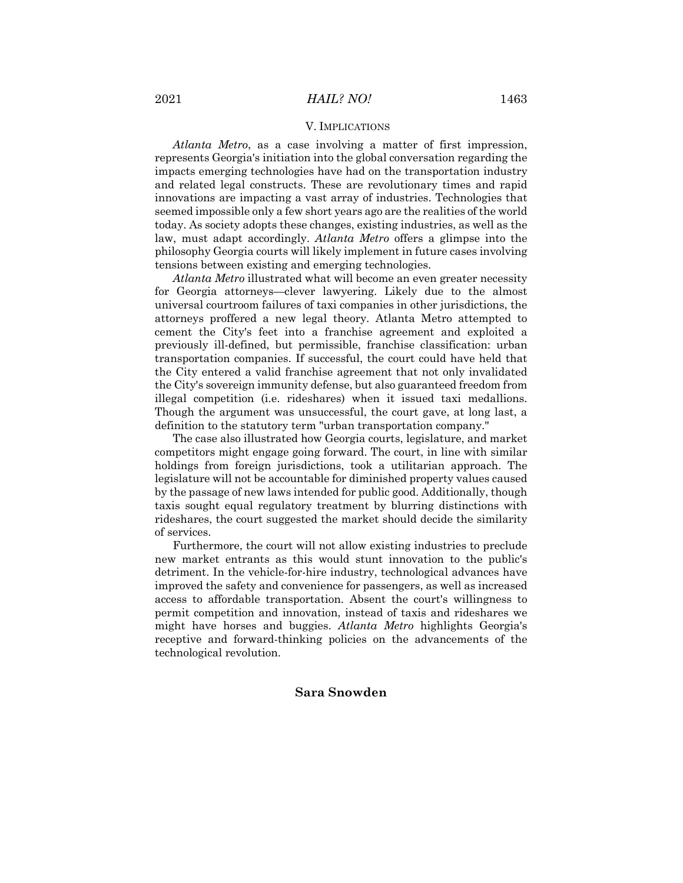## V. IMPLICATIONS

*Atlanta Metro*, as a case involving a matter of first impression, represents Georgia's initiation into the global conversation regarding the impacts emerging technologies have had on the transportation industry and related legal constructs. These are revolutionary times and rapid innovations are impacting a vast array of industries. Technologies that seemed impossible only a few short years ago are the realities of the world today. As society adopts these changes, existing industries, as well as the law, must adapt accordingly. *Atlanta Metro* offers a glimpse into the philosophy Georgia courts will likely implement in future cases involving tensions between existing and emerging technologies.

*Atlanta Metro* illustrated what will become an even greater necessity for Georgia attorneys—clever lawyering. Likely due to the almost universal courtroom failures of taxi companies in other jurisdictions, the attorneys proffered a new legal theory. Atlanta Metro attempted to cement the City's feet into a franchise agreement and exploited a previously ill-defined, but permissible, franchise classification: urban transportation companies. If successful, the court could have held that the City entered a valid franchise agreement that not only invalidated the City's sovereign immunity defense, but also guaranteed freedom from illegal competition (i.e. rideshares) when it issued taxi medallions. Though the argument was unsuccessful, the court gave, at long last, a definition to the statutory term "urban transportation company."

The case also illustrated how Georgia courts, legislature, and market competitors might engage going forward. The court, in line with similar holdings from foreign jurisdictions, took a utilitarian approach. The legislature will not be accountable for diminished property values caused by the passage of new laws intended for public good. Additionally, though taxis sought equal regulatory treatment by blurring distinctions with rideshares, the court suggested the market should decide the similarity of services.

Furthermore, the court will not allow existing industries to preclude new market entrants as this would stunt innovation to the public's detriment. In the vehicle-for-hire industry, technological advances have improved the safety and convenience for passengers, as well as increased access to affordable transportation. Absent the court's willingness to permit competition and innovation, instead of taxis and rideshares we might have horses and buggies. *Atlanta Metro* highlights Georgia's receptive and forward-thinking policies on the advancements of the technological revolution.

**Sara Snowden**